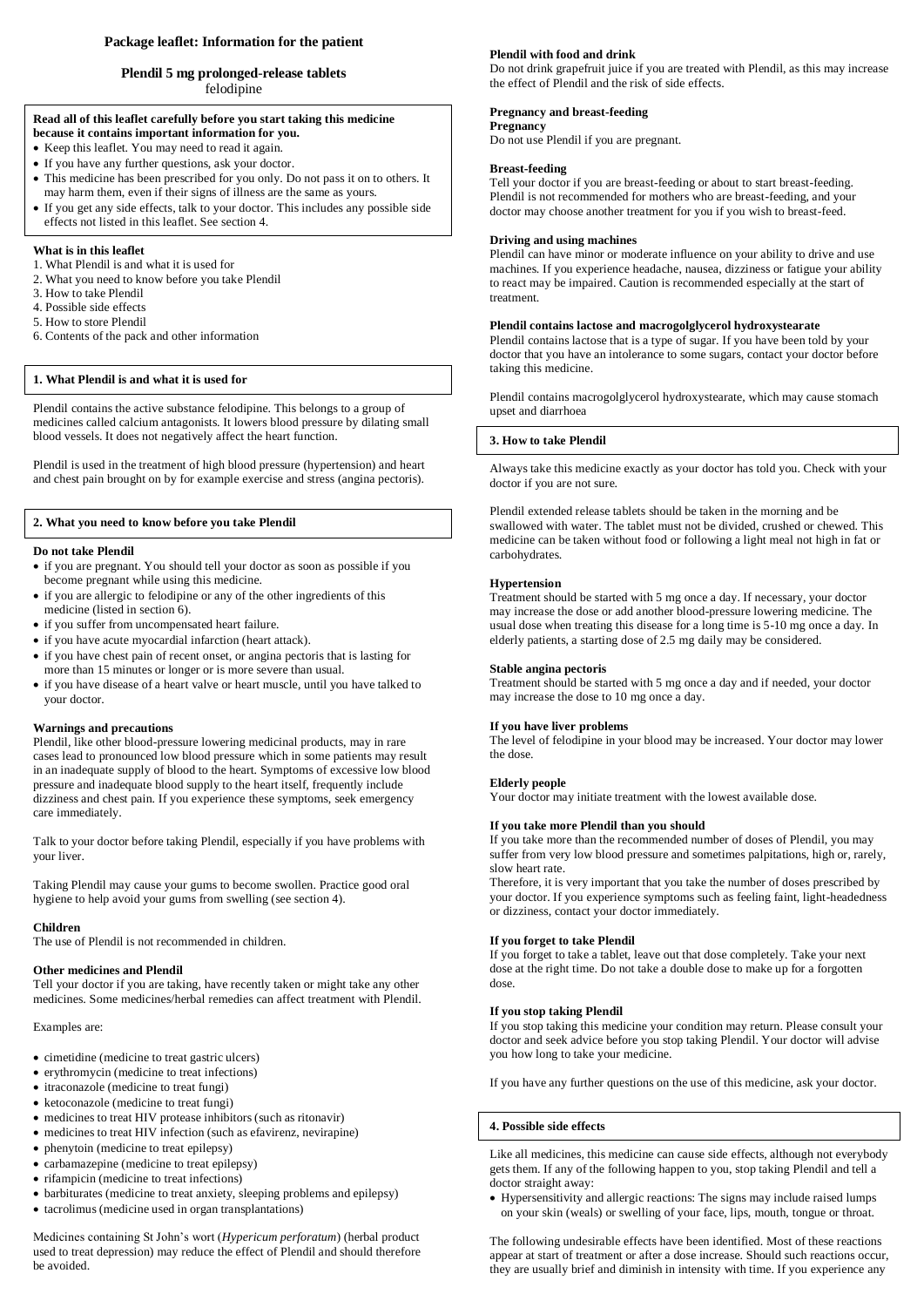**Package leaflet: Information for the patient**

**Plendil 5 mg prolonged-release tablets**
felodipine

**Read all of this leaflet carefully before you start taking this medicine because it contains important information for you.**

- Keep this leaflet. You may need to read it again.
- If you have any further questions, ask your doctor.
- This medicine has been prescribed for you only. Do not pass it on to others. It may harm them, even if their signs of illness are the same as yours.
- If you get any side effects, talk to your doctor. This includes any possible side effects not listed in this leaflet. See section 4.

**What is in this leaflet**

1. What Plendil is and what it is used for
2. What you need to know before you take Plendil
3. How to take Plendil
4. Possible side effects
5. How to store Plendil
6. Contents of the pack and other information

## 1. What Plendil is and what it is used for

Plendil contains the active substance felodipine. This belongs to a group of medicines called calcium antagonists. It lowers blood pressure by dilating small blood vessels. It does not negatively affect the heart function.

Plendil is used in the treatment of high blood pressure (hypertension) and heart and chest pain brought on by for example exercise and stress (angina pectoris).

## 2. What you need to know before you take Plendil

**Do not take Plendil**

- if you are pregnant. You should tell your doctor as soon as possible if you become pregnant while using this medicine.
- if you are allergic to felodipine or any of the other ingredients of this medicine (listed in section 6).
- if you suffer from uncompensated heart failure.
- if you have acute myocardial infarction (heart attack).
- if you have chest pain of recent onset, or angina pectoris that is lasting for more than 15 minutes or longer or is more severe than usual.
- if you have disease of a heart valve or heart muscle, until you have talked to your doctor.

**Warnings and precautions**

Plendil, like other blood-pressure lowering medicinal products, may in rare cases lead to pronounced low blood pressure which in some patients may result in an inadequate supply of blood to the heart. Symptoms of excessive low blood pressure and inadequate blood supply to the heart itself, frequently include dizziness and chest pain. If you experience these symptoms, seek emergency care immediately.

Talk to your doctor before taking Plendil, especially if you have problems with your liver.

Taking Plendil may cause your gums to become swollen. Practice good oral hygiene to help avoid your gums from swelling (see section 4).

**Children**

The use of Plendil is not recommended in children.

**Other medicines and Plendil**

Tell your doctor if you are taking, have recently taken or might take any other medicines. Some medicines/herbal remedies can affect treatment with Plendil.

Examples are:

- cimetidine (medicine to treat gastric ulcers)
- erythromycin (medicine to treat infections)
- itraconazole (medicine to treat fungi)
- ketoconazole (medicine to treat fungi)
- medicines to treat HIV protease inhibitors (such as ritonavir)
- medicines to treat HIV infection (such as efavirenz, nevirapine)
- phenytoin (medicine to treat epilepsy)
- carbamazepine (medicine to treat epilepsy)
- rifampicin (medicine to treat infections)
- barbiturates (medicine to treat anxiety, sleeping problems and epilepsy)
- tacrolimus (medicine used in organ transplantations)

Medicines containing St John's wort (*Hypericum perforatum*) (herbal product used to treat depression) may reduce the effect of Plendil and should therefore be avoided.

**Plendil with food and drink**

Do not drink grapefruit juice if you are treated with Plendil, as this may increase the effect of Plendil and the risk of side effects.

**Pregnancy and breast-feeding**

**Pregnancy**

Do not use Plendil if you are pregnant.

**Breast-feeding**

Tell your doctor if you are breast-feeding or about to start breast-feeding. Plendil is not recommended for mothers who are breast-feeding, and your doctor may choose another treatment for you if you wish to breast-feed.

**Driving and using machines**

Plendil can have minor or moderate influence on your ability to drive and use machines. If you experience headache, nausea, dizziness or fatigue your ability to react may be impaired. Caution is recommended especially at the start of treatment.

**Plendil contains lactose and macrogolglycerol hydroxystearate**

Plendil contains lactose that is a type of sugar. If you have been told by your doctor that you have an intolerance to some sugars, contact your doctor before taking this medicine.

Plendil contains macrogolglycerol hydroxystearate, which may cause stomach upset and diarrhoea

## 3. How to take Plendil

Always take this medicine exactly as your doctor has told you. Check with your doctor if you are not sure.

Plendil extended release tablets should be taken in the morning and be swallowed with water. The tablet must not be divided, crushed or chewed. This medicine can be taken without food or following a light meal not high in fat or carbohydrates.

**Hypertension**

Treatment should be started with 5 mg once a day. If necessary, your doctor may increase the dose or add another blood-pressure lowering medicine. The usual dose when treating this disease for a long time is 5-10 mg once a day. In elderly patients, a starting dose of 2.5 mg daily may be considered.

**Stable angina pectoris**

Treatment should be started with 5 mg once a day and if needed, your doctor may increase the dose to 10 mg once a day.

**If you have liver problems**

The level of felodipine in your blood may be increased. Your doctor may lower the dose.

**Elderly people**

Your doctor may initiate treatment with the lowest available dose.

**If you take more Plendil than you should**

If you take more than the recommended number of doses of Plendil, you may suffer from very low blood pressure and sometimes palpitations, high or, rarely, slow heart rate.
Therefore, it is very important that you take the number of doses prescribed by your doctor. If you experience symptoms such as feeling faint, light-headedness or dizziness, contact your doctor immediately.

**If you forget to take Plendil**

If you forget to take a tablet, leave out that dose completely. Take your next dose at the right time. Do not take a double dose to make up for a forgotten dose.

**If you stop taking Plendil**

If you stop taking this medicine your condition may return. Please consult your doctor and seek advice before you stop taking Plendil. Your doctor will advise you how long to take your medicine.

If you have any further questions on the use of this medicine, ask your doctor.

## 4. Possible side effects

Like all medicines, this medicine can cause side effects, although not everybody gets them. If any of the following happen to you, stop taking Plendil and tell a doctor straight away:

- Hypersensitivity and allergic reactions: The signs may include raised lumps on your skin (weals) or swelling of your face, lips, mouth, tongue or throat.

The following undesirable effects have been identified. Most of these reactions appear at start of treatment or after a dose increase. Should such reactions occur, they are usually brief and diminish in intensity with time. If you experience any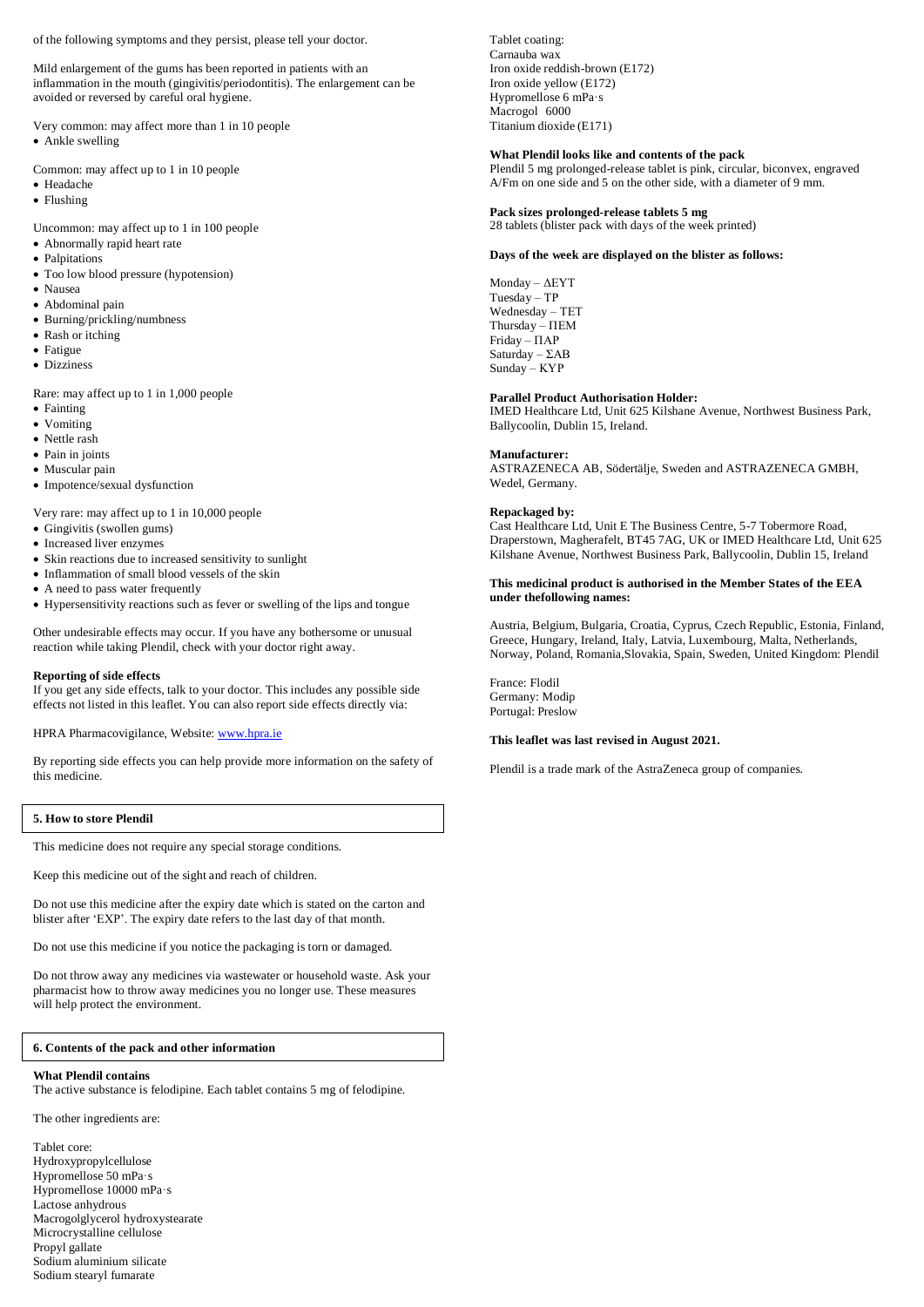of the following symptoms and they persist, please tell your doctor.

Mild enlargement of the gums has been reported in patients with an inflammation in the mouth (gingivitis/periodontitis). The enlargement can be avoided or reversed by careful oral hygiene.

Very common: may affect more than 1 in 10 people

- Ankle swelling

Common: may affect up to 1 in 10 people

- Headache
- Flushing

Uncommon: may affect up to 1 in 100 people

- Abnormally rapid heart rate
- Palpitations
- Too low blood pressure (hypotension)
- Nausea
- Abdominal pain
- Burning/prickling/numbness
- Rash or itching
- Fatigue
- Dizziness

Rare: may affect up to 1 in 1,000 people

- Fainting
- Vomiting
- Nettle rash
- Pain in joints
- Muscular pain
- Impotence/sexual dysfunction

Very rare: may affect up to 1 in 10,000 people

- Gingivitis (swollen gums)
- Increased liver enzymes
- Skin reactions due to increased sensitivity to sunlight
- Inflammation of small blood vessels of the skin
- A need to pass water frequently
- Hypersensitivity reactions such as fever or swelling of the lips and tongue

Other undesirable effects may occur. If you have any bothersome or unusual reaction while taking Plendil, check with your doctor right away.

**Reporting of side effects**

If you get any side effects, talk to your doctor. This includes any possible side effects not listed in this leaflet. You can also report side effects directly via:

HPRA Pharmacovigilance, Website: www.hpra.ie

By reporting side effects you can help provide more information on the safety of this medicine.

## 5. How to store Plendil

This medicine does not require any special storage conditions.

Keep this medicine out of the sight and reach of children.

Do not use this medicine after the expiry date which is stated on the carton and blister after 'EXP'. The expiry date refers to the last day of that month.

Do not use this medicine if you notice the packaging is torn or damaged.

Do not throw away any medicines via wastewater or household waste. Ask your pharmacist how to throw away medicines you no longer use. These measures will help protect the environment.

## 6. Contents of the pack and other information

**What Plendil contains**

The active substance is felodipine. Each tablet contains 5 mg of felodipine.

The other ingredients are:

Tablet core:
Hydroxypropylcellulose
Hypromellose 50 mPa·s
Hypromellose 10000 mPa·s
Lactose anhydrous
Macrogolglycerol hydroxystearate
Microcrystalline cellulose
Propyl gallate
Sodium aluminium silicate
Sodium stearyl fumarate

Tablet coating:
Carnauba wax
Iron oxide reddish-brown (E172)
Iron oxide yellow (E172)
Hypromellose 6 mPa·s
Macrogol 6000
Titanium dioxide (E171)

**What Plendil looks like and contents of the pack**

Plendil 5 mg prolonged-release tablet is pink, circular, biconvex, engraved A/Fm on one side and 5 on the other side, with a diameter of 9 mm.

**Pack sizes prolonged-release tablets 5 mg**

28 tablets (blister pack with days of the week printed)

**Days of the week are displayed on the blister as follows:**

Monday – ΔΕΥΤ
Tuesday – ΤΡ
Wednesday – ΤΕΤ
Thursday – ΠΕΜ
Friday – ΠΑΡ
Saturday – ΣΑΒ
Sunday – ΚΥΡ

**Parallel Product Authorisation Holder:**

IMED Healthcare Ltd, Unit 625 Kilshane Avenue, Northwest Business Park, Ballycoolin, Dublin 15, Ireland.

**Manufacturer:**

ASTRAZENECA AB, Södertälje, Sweden and ASTRAZENECA GMBH, Wedel, Germany.

**Repackaged by:**

Cast Healthcare Ltd, Unit E The Business Centre, 5-7 Tobermore Road, Draperstown, Magherafelt, BT45 7AG, UK or IMED Healthcare Ltd, Unit 625 Kilshane Avenue, Northwest Business Park, Ballycoolin, Dublin 15, Ireland

**This medicinal product is authorised in the Member States of the EEA under thefollowing names:**

Austria, Belgium, Bulgaria, Croatia, Cyprus, Czech Republic, Estonia, Finland, Greece, Hungary, Ireland, Italy, Latvia, Luxembourg, Malta, Netherlands, Norway, Poland, Romania,Slovakia, Spain, Sweden, United Kingdom: Plendil

France: Flodil
Germany: Modip
Portugal: Preslow

**This leaflet was last revised in August 2021.**

Plendil is a trade mark of the AstraZeneca group of companies.